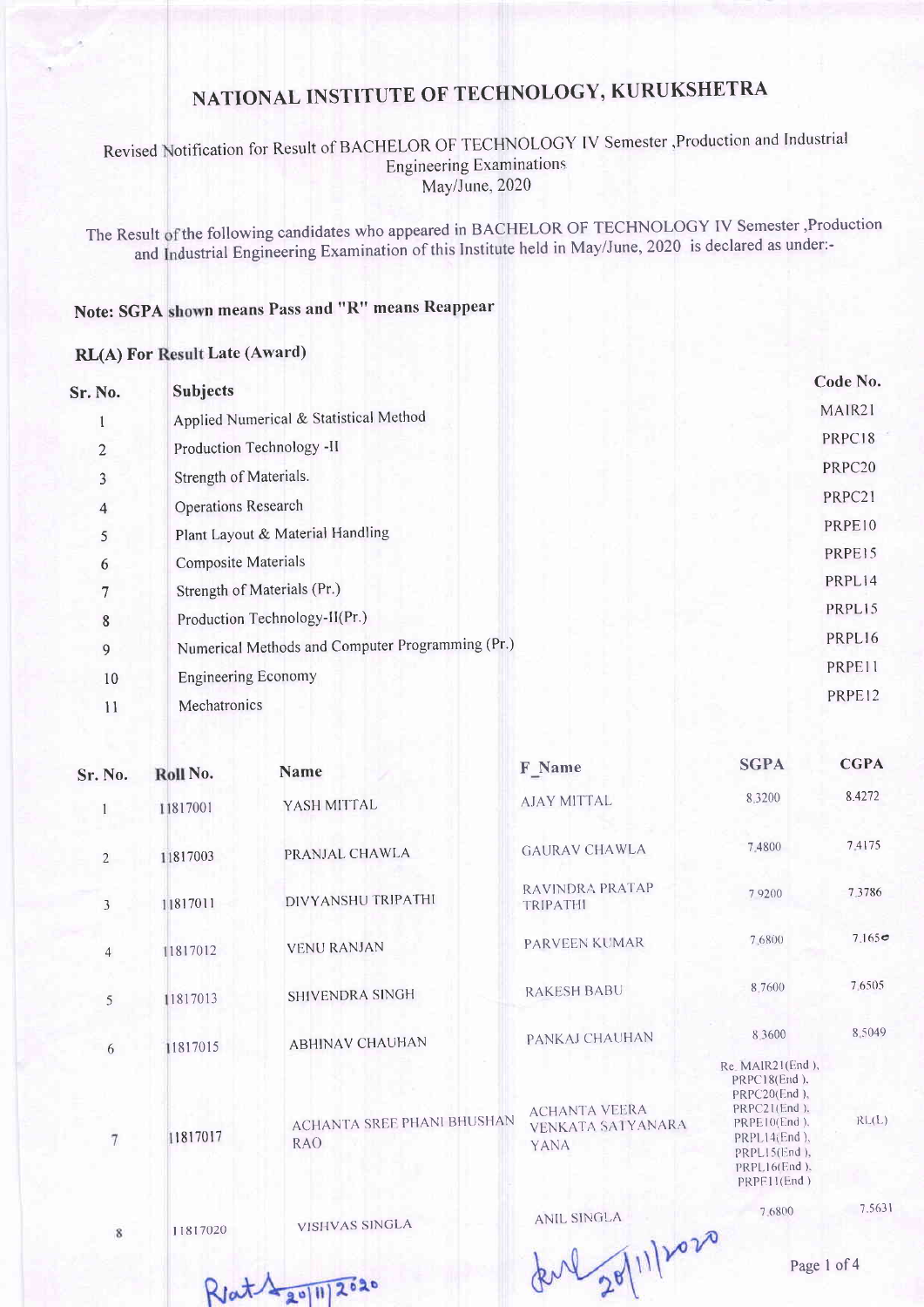# NATIONAL INSTITUTE OF TECHNOLOGY, KURUKSHETRA

Revised Notification for Result of BACHELOR OF TECHNOLOGY IV Semester ,Production and Industrial Engineering Examinations May/June, 2020

The Result of the following candidates who appeared in BACHELOR OF TECHNOLOGY IV Semester ,Production and Industrial Engineering Examination of this Institute held in May/June, 2020 is declared as under:-

**Note: SGPA shown means Pass and "R" means Reappear**

**RL(A) For Result Late (Award)**

| Sr. No. | Subjects | Code No. |
|---|---|---|
| 1 | Applied Numerical & Statistical Method | MAIR21 |
| 2 | Production Technology -II | PRPC18 |
| 3 | Strength of Materials. | PRPC20 |
| 4 | Operations Research | PRPC21 |
| 5 | Plant Layout & Material Handling | PRPE10 |
| 6 | Composite Materials | PRPE15 |
| 7 | Strength of Materials (Pr.) | PRPL14 |
| 8 | Production Technology-II(Pr.) | PRPL15 |
| 9 | Numerical Methods and Computer Programming (Pr.) | PRPL16 |
| 10 | Engineering Economy | PRPE11 |
| 11 | Mechatronics | PRPE12 |

| Sr. No. | Roll No. | Name | F_Name | SGPA | CGPA |
|---|---|---|---|---|---|
| 1 | 11817001 | YASH MITTAL | AJAY MITTAL | 8.3200 | 8.4272 |
| 2 | 11817003 | PRANJAL CHAWLA | GAURAV CHAWLA | 7.4800 | 7.4175 |
| 3 | 11817011 | DIVYANSHU TRIPATHI | RAVINDRA PRATAP TRIPATHI | 7.9200 | 7.3786 |
| 4 | 11817012 | VENU RANJAN | PARVEEN KUMAR | 7.6800 | 7.1650 |
| 5 | 11817013 | SHIVENDRA SINGH | RAKESH BABU | 8.7600 | 7.6505 |
| 6 | 11817015 | ABHINAV CHAUHAN | PANKAJ CHAUHAN | 8.3600 | 8.5049 |
| 7 | 11817017 | ACHANTA SREE PHANI BHUSHAN RAO | ACHANTA VEERA VENKATA SATYANARAYANA | Re. MAIR21(End ), PRPC18(End ), PRPC20(End ), PRPC21(End ), PRPE10(End ), PRPL14(End ), PRPL15(End ), PRPL16(End ), PRPE11(End ) | RL(L) |
| 8 | 11817020 | VISHVAS SINGLA | ANIL SINGLA | 7.6800 | 7.5631 |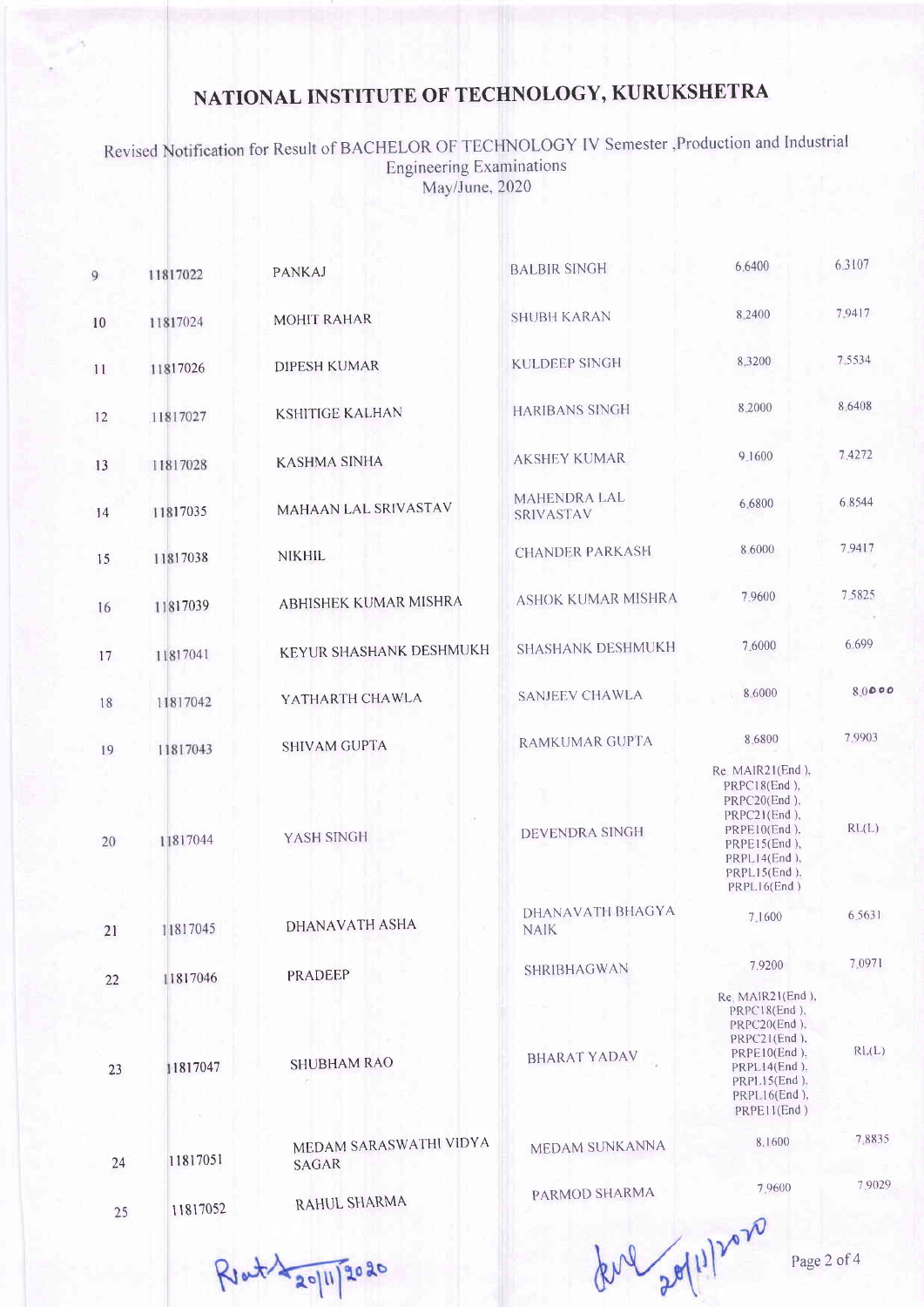# NATIONAL INSTITUTE OF TECHNOLOGY, KURUKSHETRA

Revised Notification for Result of BACHELOR OF TECHNOLOGY IV Semester ,Production and Industrial Engineering Examinations
May/June, 2020

| | | | | | |
|---|---|---|---|---|---|
| 9 | 11817022 | PANKAJ | BALBIR SINGH | 6.6400 | 6.3107 |
| 10 | 11817024 | MOHIT RAHAR | SHUBH KARAN | 8.2400 | 7.9417 |
| 11 | 11817026 | DIPESH KUMAR | KULDEEP SINGH | 8.3200 | 7.5534 |
| 12 | 11817027 | KSHITIGE KALHAN | HARIBANS SINGH | 8.2000 | 8.6408 |
| 13 | 11817028 | KASHMA SINHA | AKSHEY KUMAR | 9.1600 | 7.4272 |
| 14 | 11817035 | MAHAAN LAL SRIVASTAV | MAHENDRA LAL SRIVASTAV | 6.6800 | 6.8544 |
| 15 | 11817038 | NIKHIL | CHANDER PARKASH | 8.6000 | 7.9417 |
| 16 | 11817039 | ABHISHEK KUMAR MISHRA | ASHOK KUMAR MISHRA | 7.9600 | 7.5825 |
| 17 | 11817041 | KEYUR SHASHANK DESHMUKH | SHASHANK DESHMUKH | 7.6000 | 6.699 |
| 18 | 11817042 | YATHARTH CHAWLA | SANJEEV CHAWLA | 8.6000 | 8.0000 |
| 19 | 11817043 | SHIVAM GUPTA | RAMKUMAR GUPTA | 8.6800 | 7.9903 |
| 20 | 11817044 | YASH SINGH | DEVENDRA SINGH | Re. MAIR21(End ), PRPC18(End ), PRPC20(End ), PRPC21(End ), PRPE10(End ), PRPE15(End ), PRPL14(End ), PRPL15(End ), PRPL16(End ) | RL(L) |
| 21 | 11817045 | DHANAVATH ASHA | DHANAVATH BHAGYA NAIK | 7.1600 | 6.5631 |
| 22 | 11817046 | PRADEEP | SHRIBHAGWAN | 7.9200 | 7.0971 |
| 23 | 11817047 | SHUBHAM RAO | BHARAT YADAV | Re. MAIR21(End ), PRPC18(End ), PRPC20(End ), PRPC21(End ), PRPE10(End ), PRPL14(End ), PRPL15(End ), PRPL16(End ), PRPE11(End ) | RL(L) |
| 24 | 11817051 | MEDAM SARASWATHI VIDYA SAGAR | MEDAM SUNKANNA | 8.1600 | 7.8835 |
| 25 | 11817052 | RAHUL SHARMA | PARMOD SHARMA | 7.9600 | 7.9029 |

Rvat 20/11/2020 &nbsp;&nbsp;&nbsp;&nbsp; 20/11/2020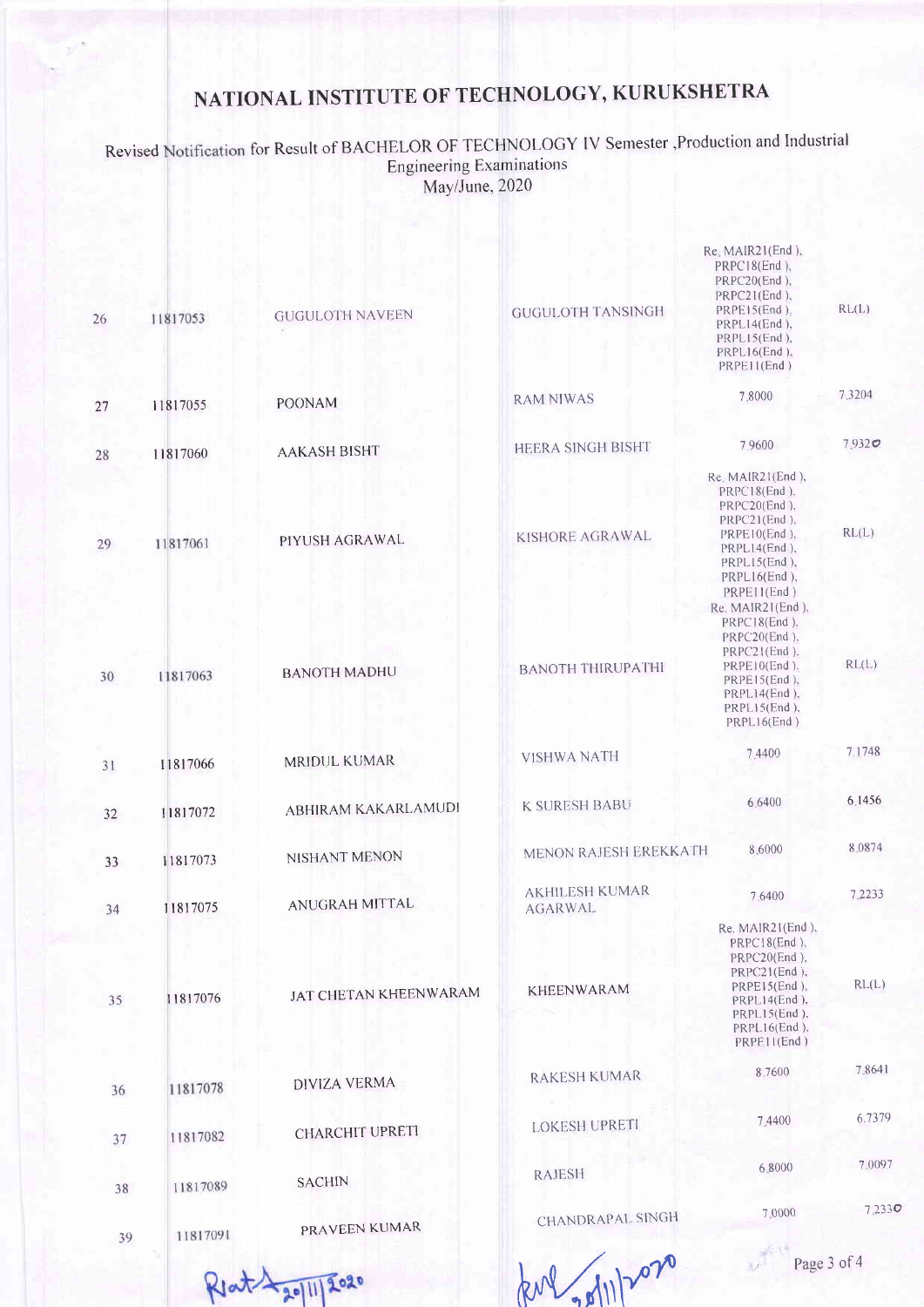# NATIONAL INSTITUTE OF TECHNOLOGY, KURUKSHETRA

Revised Notification for Result of BACHELOR OF TECHNOLOGY IV Semester ,Production and Industrial Engineering Examinations May/June, 2020

| | | | | | |
|---|---|---|---|---|---|
| 26 | 11817053 | GUGULOTH NAVEEN | GUGULOTH TANSINGH | Re. MAIR21(End ), PRPC18(End ), PRPC20(End ), PRPC21(End ), PRPE15(End ), PRPL14(End ), PRPL15(End ), PRPL16(End ), PRPE11(End ) | RL(L) |
| 27 | 11817055 | POONAM | RAM NIWAS | 7.8000 | 7.3204 |
| 28 | 11817060 | AAKASH BISHT | HEERA SINGH BISHT | 7.9600 | 7.9320 |
| 29 | 11817061 | PIYUSH AGRAWAL | KISHORE AGRAWAL | Re. MAIR21(End ), PRPC18(End ), PRPC20(End ), PRPC21(End ), PRPE10(End ), PRPL14(End ), PRPL15(End ), PRPL16(End ), PRPE11(End ) | RL(L) |
| 30 | 11817063 | BANOTH MADHU | BANOTH THIRUPATHI | Re. MAIR21(End ), PRPC18(End ), PRPC20(End ), PRPC21(End ), PRPE10(End ), PRPE15(End ), PRPL14(End ), PRPL15(End ), PRPL16(End ) | RL(L) |
| 31 | 11817066 | MRIDUL KUMAR | VISHWA NATH | 7.4400 | 7.1748 |
| 32 | 11817072 | ABHIRAM KAKARLAMUDI | K SURESH BABU | 6.6400 | 6.1456 |
| 33 | 11817073 | NISHANT MENON | MENON RAJESH EREKKATH | 8.6000 | 8.0874 |
| 34 | 11817075 | ANUGRAH MITTAL | AKHILESH KUMAR AGARWAL | 7.6400 | 7.2233 |
| 35 | 11817076 | JAT CHETAN KHEENWARAM | KHEENWARAM | Re. MAIR21(End ), PRPC18(End ), PRPC20(End ), PRPC21(End ), PRPE15(End ), PRPL14(End ), PRPL15(End ), PRPL16(End ), PRPE11(End ) | RL(L) |
| 36 | 11817078 | DIVIZA VERMA | RAKESH KUMAR | 8.7600 | 7.8641 |
| 37 | 11817082 | CHARCHIT UPRETI | LOKESH UPRETI | 7.4400 | 6.7379 |
| 38 | 11817089 | SACHIN | RAJESH | 6.8000 | 7.0097 |
| 39 | 11817091 | PRAVEEN KUMAR | CHANDRAPAL SINGH | 7.0000 | 7.2330 |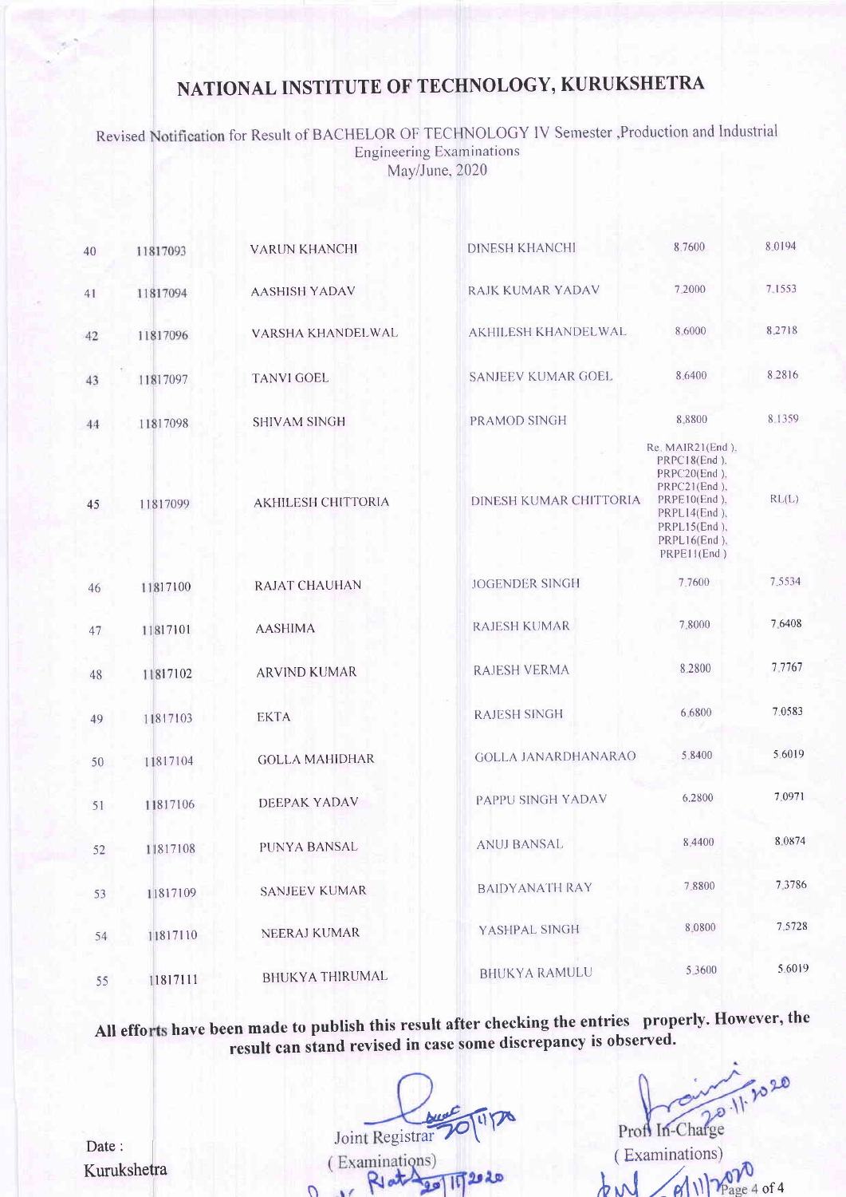# NATIONAL INSTITUTE OF TECHNOLOGY, KURUKSHETRA

Revised Notification for Result of BACHELOR OF TECHNOLOGY IV Semester ,Production and Industrial Engineering Examinations
May/June, 2020

| | | | | | |
|---|---|---|---|---|---|
| 40 | 11817093 | VARUN KHANCHI | DINESH KHANCHI | 8.7600 | 8.0194 |
| 41 | 11817094 | AASHISH YADAV | RAJK KUMAR YADAV | 7.2000 | 7.1553 |
| 42 | 11817096 | VARSHA KHANDELWAL | AKHILESH KHANDELWAL | 8.6000 | 8.2718 |
| 43 | 11817097 | TANVI GOEL | SANJEEV KUMAR GOEL | 8.6400 | 8.2816 |
| 44 | 11817098 | SHIVAM SINGH | PRAMOD SINGH | 8.8800 | 8.1359 |
| 45 | 11817099 | AKHILESH CHITTORIA | DINESH KUMAR CHITTORIA | Re. MAIR21(End ), PRPC18(End ), PRPC20(End ), PRPC21(End ), PRPE10(End ), PRPL14(End ), PRPL15(End ), PRPL16(End ), PRPE11(End ) | RL(L) |
| 46 | 11817100 | RAJAT CHAUHAN | JOGENDER SINGH | 7.7600 | 7.5534 |
| 47 | 11817101 | AASHIMA | RAJESH KUMAR | 7.8000 | 7.6408 |
| 48 | 11817102 | ARVIND KUMAR | RAJESH VERMA | 8.2800 | 7.7767 |
| 49 | 11817103 | EKTA | RAJESH SINGH | 6.6800 | 7.0583 |
| 50 | 11817104 | GOLLA MAHIDHAR | GOLLA JANARDHANARAO | 5.8400 | 5.6019 |
| 51 | 11817106 | DEEPAK YADAV | PAPPU SINGH YADAV | 6.2800 | 7.0971 |
| 52 | 11817108 | PUNYA BANSAL | ANUJ BANSAL | 8.4400 | 8.0874 |
| 53 | 11817109 | SANJEEV KUMAR | BAIDYANATH RAY | 7.8800 | 7.3786 |
| 54 | 11817110 | NEERAJ KUMAR | YASHPAL SINGH | 8.0800 | 7.5728 |
| 55 | 11817111 | BHUKYA THIRUMAL | BHUKYA RAMULU | 5.3600 | 5.6019 |

**All efforts have been made to publish this result after checking the entries properly. However, the result can stand revised in case some discrepancy is observed.**

Date :
Kurukshetra

Joint Registrar 20/11/20
( Examinations)
20/11/2020

Prof. In-Charge 20.11.2020
( Examinations)
20/11/2020